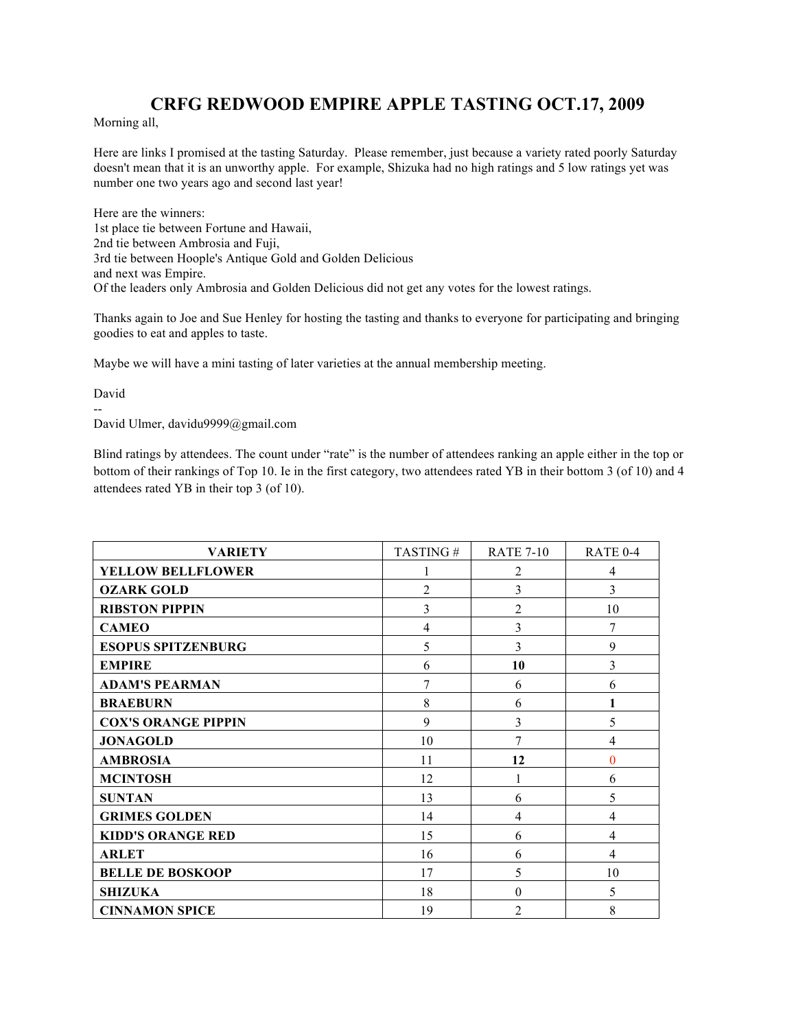# CRFG REDWOOD EMPIRE APPLE TASTING OCT.17, 2009

Morning all,

Here are links I promised at the tasting Saturday. Please remember, just because a variety rated poorly Saturday doesn't mean that it is an unworthy apple. For example, Shizuka had no high ratings and 5 low ratings yet was number one two years ago and second last year!

Here are the winners:
1st place tie between Fortune and Hawaii,
2nd tie between Ambrosia and Fuji,
3rd tie between Hoople's Antique Gold and Golden Delicious
and next was Empire.
Of the leaders only Ambrosia and Golden Delicious did not get any votes for the lowest ratings.

Thanks again to Joe and Sue Henley for hosting the tasting and thanks to everyone for participating and bringing goodies to eat and apples to taste.

Maybe we will have a mini tasting of later varieties at the annual membership meeting.

David
--
David Ulmer, davidu9999@gmail.com

Blind ratings by attendees. The count under "rate" is the number of attendees ranking an apple either in the top or bottom of their rankings of Top 10. Ie in the first category, two attendees rated YB in their bottom 3 (of 10) and 4 attendees rated YB in their top 3 (of 10).

| VARIETY | TASTING # | RATE 7-10 | RATE 0-4 |
|---|---|---|---|
| **YELLOW BELLFLOWER** | 1 | 2 | 4 |
| **OZARK GOLD** | 2 | 3 | 3 |
| **RIBSTON PIPPIN** | 3 | 2 | 10 |
| **CAMEO** | 4 | 3 | 7 |
| **ESOPUS SPITZENBURG** | 5 | 3 | 9 |
| **EMPIRE** | 6 | **10** | 3 |
| **ADAM'S PEARMAN** | 7 | 6 | 6 |
| **BRAEBURN** | 8 | 6 | **1** |
| **COX'S ORANGE PIPPIN** | 9 | 3 | 5 |
| **JONAGOLD** | 10 | 7 | 4 |
| **AMBROSIA** | 11 | **12** | 0 |
| **MCINTOSH** | 12 | 1 | 6 |
| **SUNTAN** | 13 | 6 | 5 |
| **GRIMES GOLDEN** | 14 | 4 | 4 |
| **KIDD'S ORANGE RED** | 15 | 6 | 4 |
| **ARLET** | 16 | 6 | 4 |
| **BELLE DE BOSKOOP** | 17 | 5 | 10 |
| **SHIZUKA** | 18 | 0 | 5 |
| **CINNAMON SPICE** | 19 | 2 | 8 |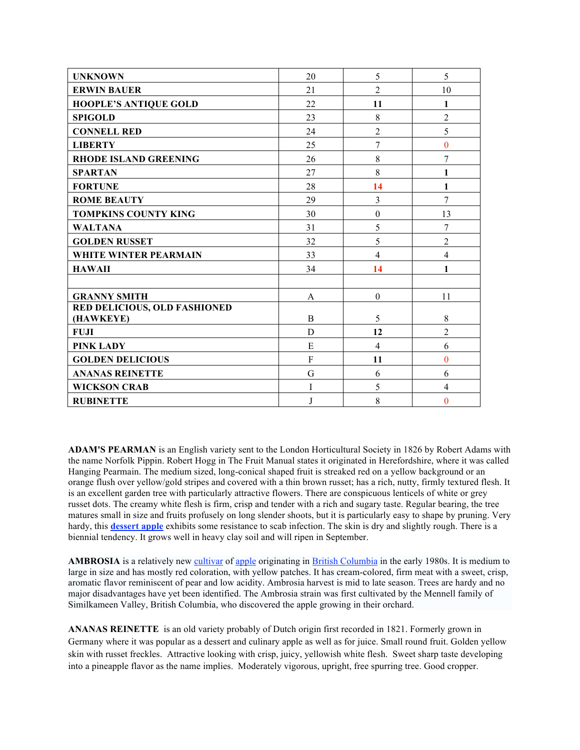| UNKNOWN | 20 | 5 | 5 |
|---|---|---|---|
| ERWIN BAUER | 21 | 2 | 10 |
| HOOPLE'S ANTIQUE GOLD | 22 | **11** | **1** |
| SPIGOLD | 23 | 8 | 2 |
| CONNELL RED | 24 | 2 | 5 |
| LIBERTY | 25 | 7 | 0 |
| RHODE ISLAND GREENING | 26 | 8 | 7 |
| SPARTAN | 27 | 8 | **1** |
| FORTUNE | 28 | **14** | **1** |
| ROME BEAUTY | 29 | 3 | 7 |
| TOMPKINS COUNTY KING | 30 | 0 | 13 |
| WALTANA | 31 | 5 | 7 |
| GOLDEN RUSSET | 32 | 5 | 2 |
| WHITE WINTER PEARMAIN | 33 | 4 | 4 |
| HAWAII | 34 | **14** | **1** |
| | | | |
| GRANNY SMITH | A | 0 | 11 |
| RED DELICIOUS, OLD FASHIONED (HAWKEYE) | B | 5 | 8 |
| FUJI | D | **12** | 2 |
| PINK LADY | E | 4 | 6 |
| GOLDEN DELICIOUS | F | **11** | 0 |
| ANANAS REINETTE | G | 6 | 6 |
| WICKSON CRAB | I | 5 | 4 |
| RUBINETTE | J | 8 | 0 |

**ADAM'S PEARMAN** is an English variety sent to the London Horticultural Society in 1826 by Robert Adams with the name Norfolk Pippin. Robert Hogg in The Fruit Manual states it originated in Herefordshire, where it was called Hanging Pearmain. The medium sized, long-conical shaped fruit is streaked red on a yellow background or an orange flush over yellow/gold stripes and covered with a thin brown russet; has a rich, nutty, firmly textured flesh. It is an excellent garden tree with particularly attractive flowers. There are conspicuous lenticels of white or grey russet dots. The creamy white flesh is firm, crisp and tender with a rich and sugary taste. Regular bearing, the tree matures small in size and fruits profusely on long slender shoots, but it is particularly easy to shape by pruning. Very hardy, this **dessert apple** exhibits some resistance to scab infection. The skin is dry and slightly rough. There is a biennial tendency. It grows well in heavy clay soil and will ripen in September.

**AMBROSIA** is a relatively new cultivar of apple originating in British Columbia in the early 1980s. It is medium to large in size and has mostly red coloration, with yellow patches. It has cream-colored, firm meat with a sweet, crisp, aromatic flavor reminiscent of pear and low acidity. Ambrosia harvest is mid to late season. Trees are hardy and no major disadvantages have yet been identified. The Ambrosia strain was first cultivated by the Mennell family of Similkameen Valley, British Columbia, who discovered the apple growing in their orchard.

**ANANAS REINETTE** is an old variety probably of Dutch origin first recorded in 1821. Formerly grown in Germany where it was popular as a dessert and culinary apple as well as for juice. Small round fruit. Golden yellow skin with russet freckles. Attractive looking with crisp, juicy, yellowish white flesh. Sweet sharp taste developing into a pineapple flavor as the name implies. Moderately vigorous, upright, free spurring tree. Good cropper.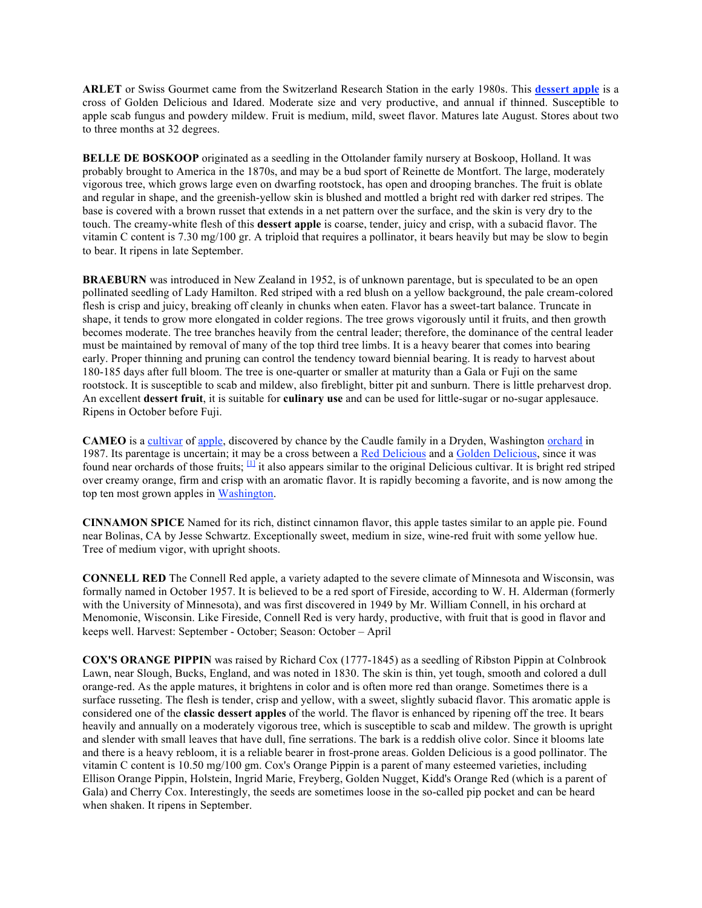**ARLET** or Swiss Gourmet came from the Switzerland Research Station in the early 1980s. This **dessert apple** is a cross of Golden Delicious and Idared. Moderate size and very productive, and annual if thinned. Susceptible to apple scab fungus and powdery mildew. Fruit is medium, mild, sweet flavor. Matures late August. Stores about two to three months at 32 degrees.

**BELLE DE BOSKOOP** originated as a seedling in the Ottolander family nursery at Boskoop, Holland. It was probably brought to America in the 1870s, and may be a bud sport of Reinette de Montfort. The large, moderately vigorous tree, which grows large even on dwarfing rootstock, has open and drooping branches. The fruit is oblate and regular in shape, and the greenish-yellow skin is blushed and mottled a bright red with darker red stripes. The base is covered with a brown russet that extends in a net pattern over the surface, and the skin is very dry to the touch. The creamy-white flesh of this **dessert apple** is coarse, tender, juicy and crisp, with a subacid flavor. The vitamin C content is 7.30 mg/100 gr. A triploid that requires a pollinator, it bears heavily but may be slow to begin to bear. It ripens in late September.

**BRAEBURN** was introduced in New Zealand in 1952, is of unknown parentage, but is speculated to be an open pollinated seedling of Lady Hamilton. Red striped with a red blush on a yellow background, the pale cream-colored flesh is crisp and juicy, breaking off cleanly in chunks when eaten. Flavor has a sweet-tart balance. Truncate in shape, it tends to grow more elongated in colder regions. The tree grows vigorously until it fruits, and then growth becomes moderate. The tree branches heavily from the central leader; therefore, the dominance of the central leader must be maintained by removal of many of the top third tree limbs. It is a heavy bearer that comes into bearing early. Proper thinning and pruning can control the tendency toward biennial bearing. It is ready to harvest about 180-185 days after full bloom. The tree is one-quarter or smaller at maturity than a Gala or Fuji on the same rootstock. It is susceptible to scab and mildew, also fireblight, bitter pit and sunburn. There is little preharvest drop. An excellent **dessert fruit**, it is suitable for **culinary use** and can be used for little-sugar or no-sugar applesauce. Ripens in October before Fuji.

**CAMEO** is a cultivar of apple, discovered by chance by the Caudle family in a Dryden, Washington orchard in 1987. Its parentage is uncertain; it may be a cross between a Red Delicious and a Golden Delicious, since it was found near orchards of those fruits; [1] it also appears similar to the original Delicious cultivar. It is bright red striped over creamy orange, firm and crisp with an aromatic flavor. It is rapidly becoming a favorite, and is now among the top ten most grown apples in Washington.

**CINNAMON SPICE** Named for its rich, distinct cinnamon flavor, this apple tastes similar to an apple pie. Found near Bolinas, CA by Jesse Schwartz. Exceptionally sweet, medium in size, wine-red fruit with some yellow hue. Tree of medium vigor, with upright shoots.

**CONNELL RED** The Connell Red apple, a variety adapted to the severe climate of Minnesota and Wisconsin, was formally named in October 1957. It is believed to be a red sport of Fireside, according to W. H. Alderman (formerly with the University of Minnesota), and was first discovered in 1949 by Mr. William Connell, in his orchard at Menomonie, Wisconsin. Like Fireside, Connell Red is very hardy, productive, with fruit that is good in flavor and keeps well. Harvest: September - October; Season: October – April

**COX'S ORANGE PIPPIN** was raised by Richard Cox (1777-1845) as a seedling of Ribston Pippin at Colnbrook Lawn, near Slough, Bucks, England, and was noted in 1830. The skin is thin, yet tough, smooth and colored a dull orange-red. As the apple matures, it brightens in color and is often more red than orange. Sometimes there is a surface russeting. The flesh is tender, crisp and yellow, with a sweet, slightly subacid flavor. This aromatic apple is considered one of the **classic dessert apples** of the world. The flavor is enhanced by ripening off the tree. It bears heavily and annually on a moderately vigorous tree, which is susceptible to scab and mildew. The growth is upright and slender with small leaves that have dull, fine serrations. The bark is a reddish olive color. Since it blooms late and there is a heavy rebloom, it is a reliable bearer in frost-prone areas. Golden Delicious is a good pollinator. The vitamin C content is 10.50 mg/100 gm. Cox's Orange Pippin is a parent of many esteemed varieties, including Ellison Orange Pippin, Holstein, Ingrid Marie, Freyberg, Golden Nugget, Kidd's Orange Red (which is a parent of Gala) and Cherry Cox. Interestingly, the seeds are sometimes loose in the so-called pip pocket and can be heard when shaken. It ripens in September.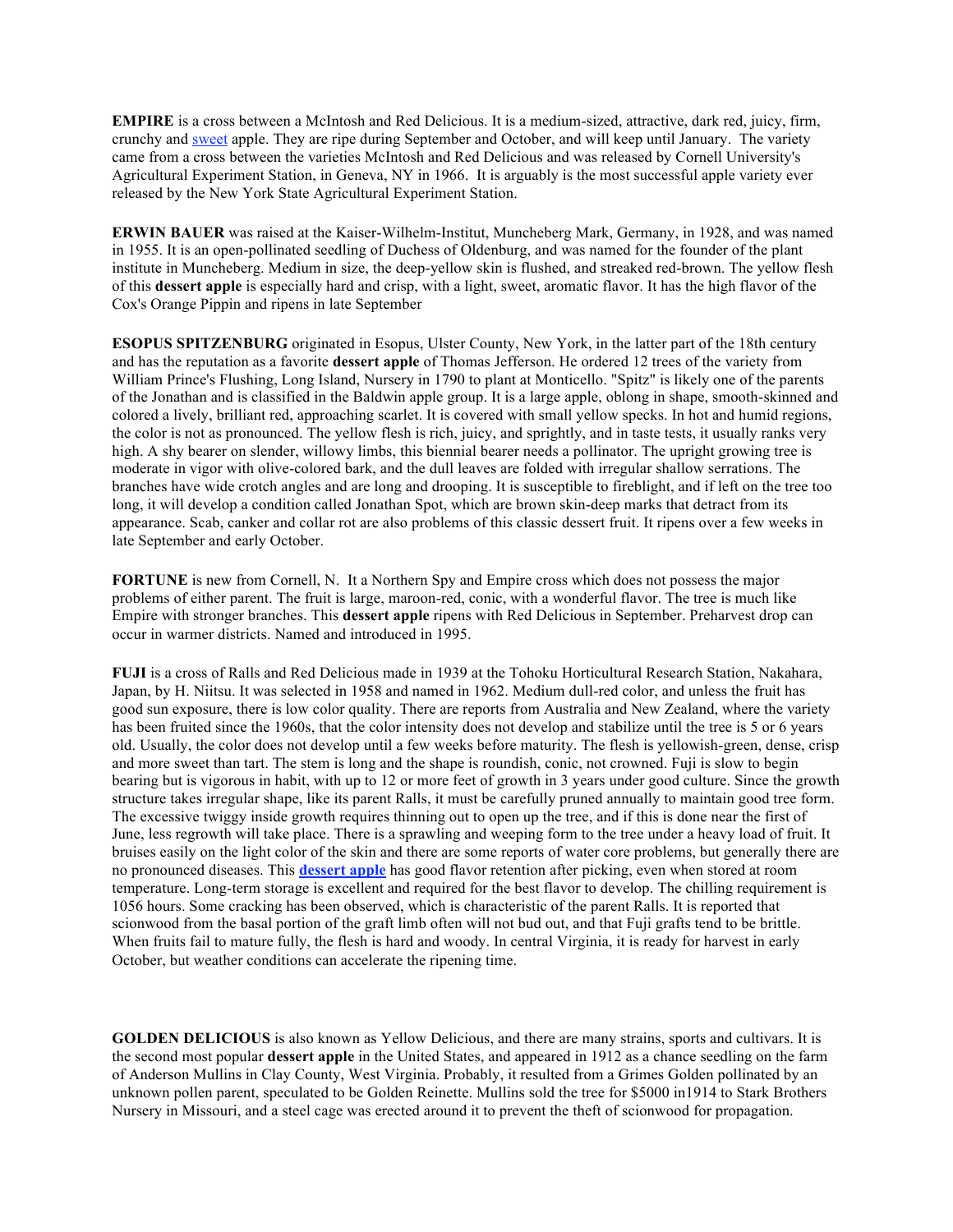**EMPIRE** is a cross between a McIntosh and Red Delicious. It is a medium-sized, attractive, dark red, juicy, firm, crunchy and sweet apple. They are ripe during September and October, and will keep until January. The variety came from a cross between the varieties McIntosh and Red Delicious and was released by Cornell University's Agricultural Experiment Station, in Geneva, NY in 1966. It is arguably is the most successful apple variety ever released by the New York State Agricultural Experiment Station.

**ERWIN BAUER** was raised at the Kaiser-Wilhelm-Institut, Muncheberg Mark, Germany, in 1928, and was named in 1955. It is an open-pollinated seedling of Duchess of Oldenburg, and was named for the founder of the plant institute in Muncheberg. Medium in size, the deep-yellow skin is flushed, and streaked red-brown. The yellow flesh of this **dessert apple** is especially hard and crisp, with a light, sweet, aromatic flavor. It has the high flavor of the Cox's Orange Pippin and ripens in late September

**ESOPUS SPITZENBURG** originated in Esopus, Ulster County, New York, in the latter part of the 18th century and has the reputation as a favorite **dessert apple** of Thomas Jefferson. He ordered 12 trees of the variety from William Prince's Flushing, Long Island, Nursery in 1790 to plant at Monticello. "Spitz" is likely one of the parents of the Jonathan and is classified in the Baldwin apple group. It is a large apple, oblong in shape, smooth-skinned and colored a lively, brilliant red, approaching scarlet. It is covered with small yellow specks. In hot and humid regions, the color is not as pronounced. The yellow flesh is rich, juicy, and sprightly, and in taste tests, it usually ranks very high. A shy bearer on slender, willowy limbs, this biennial bearer needs a pollinator. The upright growing tree is moderate in vigor with olive-colored bark, and the dull leaves are folded with irregular shallow serrations. The branches have wide crotch angles and are long and drooping. It is susceptible to fireblight, and if left on the tree too long, it will develop a condition called Jonathan Spot, which are brown skin-deep marks that detract from its appearance. Scab, canker and collar rot are also problems of this classic dessert fruit. It ripens over a few weeks in late September and early October.

**FORTUNE** is new from Cornell, N. It a Northern Spy and Empire cross which does not possess the major problems of either parent. The fruit is large, maroon-red, conic, with a wonderful flavor. The tree is much like Empire with stronger branches. This **dessert apple** ripens with Red Delicious in September. Preharvest drop can occur in warmer districts. Named and introduced in 1995.

**FUJI** is a cross of Ralls and Red Delicious made in 1939 at the Tohoku Horticultural Research Station, Nakahara, Japan, by H. Niitsu. It was selected in 1958 and named in 1962. Medium dull-red color, and unless the fruit has good sun exposure, there is low color quality. There are reports from Australia and New Zealand, where the variety has been fruited since the 1960s, that the color intensity does not develop and stabilize until the tree is 5 or 6 years old. Usually, the color does not develop until a few weeks before maturity. The flesh is yellowish-green, dense, crisp and more sweet than tart. The stem is long and the shape is roundish, conic, not crowned. Fuji is slow to begin bearing but is vigorous in habit, with up to 12 or more feet of growth in 3 years under good culture. Since the growth structure takes irregular shape, like its parent Ralls, it must be carefully pruned annually to maintain good tree form. The excessive twiggy inside growth requires thinning out to open up the tree, and if this is done near the first of June, less regrowth will take place. There is a sprawling and weeping form to the tree under a heavy load of fruit. It bruises easily on the light color of the skin and there are some reports of water core problems, but generally there are no pronounced diseases. This **dessert apple** has good flavor retention after picking, even when stored at room temperature. Long-term storage is excellent and required for the best flavor to develop. The chilling requirement is 1056 hours. Some cracking has been observed, which is characteristic of the parent Ralls. It is reported that scionwood from the basal portion of the graft limb often will not bud out, and that Fuji grafts tend to be brittle. When fruits fail to mature fully, the flesh is hard and woody. In central Virginia, it is ready for harvest in early October, but weather conditions can accelerate the ripening time.

**GOLDEN DELICIOUS** is also known as Yellow Delicious, and there are many strains, sports and cultivars. It is the second most popular **dessert apple** in the United States, and appeared in 1912 as a chance seedling on the farm of Anderson Mullins in Clay County, West Virginia. Probably, it resulted from a Grimes Golden pollinated by an unknown pollen parent, speculated to be Golden Reinette. Mullins sold the tree for $5000 in1914 to Stark Brothers Nursery in Missouri, and a steel cage was erected around it to prevent the theft of scionwood for propagation.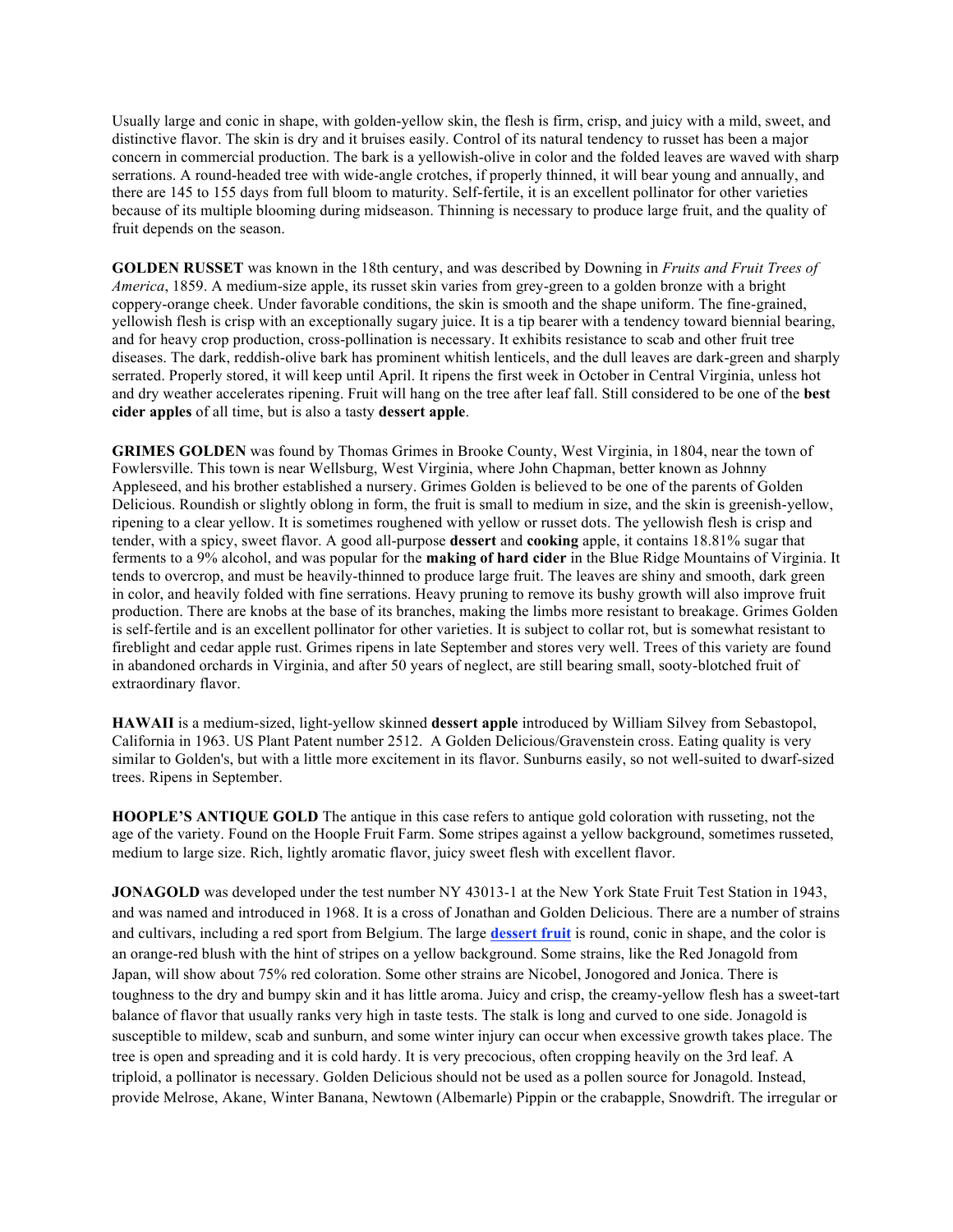Usually large and conic in shape, with golden-yellow skin, the flesh is firm, crisp, and juicy with a mild, sweet, and distinctive flavor. The skin is dry and it bruises easily. Control of its natural tendency to russet has been a major concern in commercial production. The bark is a yellowish-olive in color and the folded leaves are waved with sharp serrations. A round-headed tree with wide-angle crotches, if properly thinned, it will bear young and annually, and there are 145 to 155 days from full bloom to maturity. Self-fertile, it is an excellent pollinator for other varieties because of its multiple blooming during midseason. Thinning is necessary to produce large fruit, and the quality of fruit depends on the season.

**GOLDEN RUSSET** was known in the 18th century, and was described by Downing in *Fruits and Fruit Trees of America*, 1859. A medium-size apple, its russet skin varies from grey-green to a golden bronze with a bright coppery-orange cheek. Under favorable conditions, the skin is smooth and the shape uniform. The fine-grained, yellowish flesh is crisp with an exceptionally sugary juice. It is a tip bearer with a tendency toward biennial bearing, and for heavy crop production, cross-pollination is necessary. It exhibits resistance to scab and other fruit tree diseases. The dark, reddish-olive bark has prominent whitish lenticels, and the dull leaves are dark-green and sharply serrated. Properly stored, it will keep until April. It ripens the first week in October in Central Virginia, unless hot and dry weather accelerates ripening. Fruit will hang on the tree after leaf fall. Still considered to be one of the **best cider apples** of all time, but is also a tasty **dessert apple**.

**GRIMES GOLDEN** was found by Thomas Grimes in Brooke County, West Virginia, in 1804, near the town of Fowlersville. This town is near Wellsburg, West Virginia, where John Chapman, better known as Johnny Appleseed, and his brother established a nursery. Grimes Golden is believed to be one of the parents of Golden Delicious. Roundish or slightly oblong in form, the fruit is small to medium in size, and the skin is greenish-yellow, ripening to a clear yellow. It is sometimes roughened with yellow or russet dots. The yellowish flesh is crisp and tender, with a spicy, sweet flavor. A good all-purpose **dessert** and **cooking** apple, it contains 18.81% sugar that ferments to a 9% alcohol, and was popular for the **making of hard cider** in the Blue Ridge Mountains of Virginia. It tends to overcrop, and must be heavily-thinned to produce large fruit. The leaves are shiny and smooth, dark green in color, and heavily folded with fine serrations. Heavy pruning to remove its bushy growth will also improve fruit production. There are knobs at the base of its branches, making the limbs more resistant to breakage. Grimes Golden is self-fertile and is an excellent pollinator for other varieties. It is subject to collar rot, but is somewhat resistant to fireblight and cedar apple rust. Grimes ripens in late September and stores very well. Trees of this variety are found in abandoned orchards in Virginia, and after 50 years of neglect, are still bearing small, sooty-blotched fruit of extraordinary flavor.

**HAWAII** is a medium-sized, light-yellow skinned **dessert apple** introduced by William Silvey from Sebastopol, California in 1963. US Plant Patent number 2512. A Golden Delicious/Gravenstein cross. Eating quality is very similar to Golden's, but with a little more excitement in its flavor. Sunburns easily, so not well-suited to dwarf-sized trees. Ripens in September.

**HOOPLE'S ANTIQUE GOLD** The antique in this case refers to antique gold coloration with russeting, not the age of the variety. Found on the Hoople Fruit Farm. Some stripes against a yellow background, sometimes russeted, medium to large size. Rich, lightly aromatic flavor, juicy sweet flesh with excellent flavor.

**JONAGOLD** was developed under the test number NY 43013-1 at the New York State Fruit Test Station in 1943, and was named and introduced in 1968. It is a cross of Jonathan and Golden Delicious. There are a number of strains and cultivars, including a red sport from Belgium. The large **dessert fruit** is round, conic in shape, and the color is an orange-red blush with the hint of stripes on a yellow background. Some strains, like the Red Jonagold from Japan, will show about 75% red coloration. Some other strains are Nicobel, Jonogored and Jonica. There is toughness to the dry and bumpy skin and it has little aroma. Juicy and crisp, the creamy-yellow flesh has a sweet-tart balance of flavor that usually ranks very high in taste tests. The stalk is long and curved to one side. Jonagold is susceptible to mildew, scab and sunburn, and some winter injury can occur when excessive growth takes place. The tree is open and spreading and it is cold hardy. It is very precocious, often cropping heavily on the 3rd leaf. A triploid, a pollinator is necessary. Golden Delicious should not be used as a pollen source for Jonagold. Instead, provide Melrose, Akane, Winter Banana, Newtown (Albemarle) Pippin or the crabapple, Snowdrift. The irregular or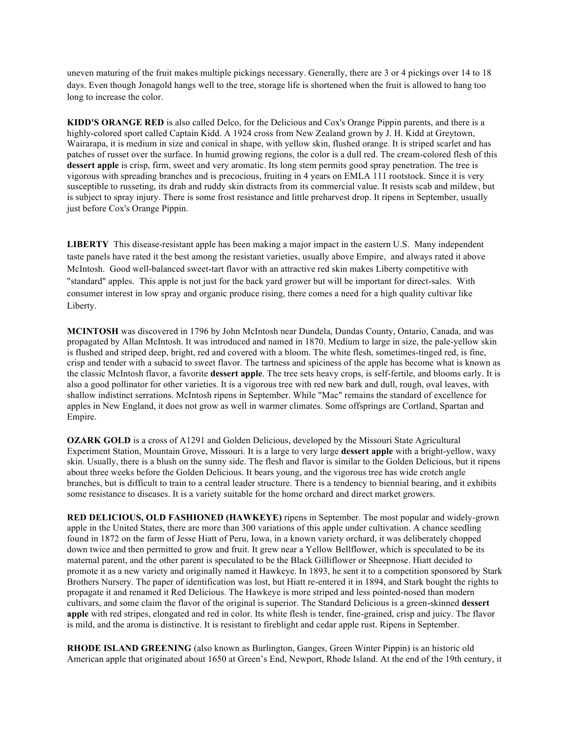uneven maturing of the fruit makes multiple pickings necessary. Generally, there are 3 or 4 pickings over 14 to 18 days. Even though Jonagold hangs well to the tree, storage life is shortened when the fruit is allowed to hang too long to increase the color.

**KIDD'S ORANGE RED** is also called Delco, for the Delicious and Cox's Orange Pippin parents, and there is a highly-colored sport called Captain Kidd. A 1924 cross from New Zealand grown by J. H. Kidd at Greytown, Wairarapa, it is medium in size and conical in shape, with yellow skin, flushed orange. It is striped scarlet and has patches of russet over the surface. In humid growing regions, the color is a dull red. The cream-colored flesh of this **dessert apple** is crisp, firm, sweet and very aromatic. Its long stem permits good spray penetration. The tree is vigorous with spreading branches and is precocious, fruiting in 4 years on EMLA 111 rootstock. Since it is very susceptible to russeting, its drab and ruddy skin distracts from its commercial value. It resists scab and mildew, but is subject to spray injury. There is some frost resistance and little preharvest drop. It ripens in September, usually just before Cox's Orange Pippin.

**LIBERTY** This disease-resistant apple has been making a major impact in the eastern U.S. Many independent taste panels have rated it the best among the resistant varieties, usually above Empire, and always rated it above McIntosh. Good well-balanced sweet-tart flavor with an attractive red skin makes Liberty competitive with "standard" apples. This apple is not just for the back yard grower but will be important for direct-sales. With consumer interest in low spray and organic produce rising, there comes a need for a high quality cultivar like Liberty.

**MCINTOSH** was discovered in 1796 by John McIntosh near Dundela, Dundas County, Ontario, Canada, and was propagated by Allan McIntosh. It was introduced and named in 1870. Medium to large in size, the pale-yellow skin is flushed and striped deep, bright, red and covered with a bloom. The white flesh, sometimes-tinged red, is fine, crisp and tender with a subacid to sweet flavor. The tartness and spiciness of the apple has become what is known as the classic McIntosh flavor, a favorite **dessert apple**. The tree sets heavy crops, is self-fertile, and blooms early. It is also a good pollinator for other varieties. It is a vigorous tree with red new bark and dull, rough, oval leaves, with shallow indistinct serrations. McIntosh ripens in September. While "Mac" remains the standard of excellence for apples in New England, it does not grow as well in warmer climates. Some offsprings are Cortland, Spartan and Empire.

**OZARK GOLD** is a cross of A1291 and Golden Delicious, developed by the Missouri State Agricultural Experiment Station, Mountain Grove, Missouri. It is a large to very large **dessert apple** with a bright-yellow, waxy skin. Usually, there is a blush on the sunny side. The flesh and flavor is similar to the Golden Delicious, but it ripens about three weeks before the Golden Delicious. It bears young, and the vigorous tree has wide crotch angle branches, but is difficult to train to a central leader structure. There is a tendency to biennial bearing, and it exhibits some resistance to diseases. It is a variety suitable for the home orchard and direct market growers.

**RED DELICIOUS, OLD FASHIONED (HAWKEYE)** ripens in September. The most popular and widely-grown apple in the United States, there are more than 300 variations of this apple under cultivation. A chance seedling found in 1872 on the farm of Jesse Hiatt of Peru, Iowa, in a known variety orchard, it was deliberately chopped down twice and then permitted to grow and fruit. It grew near a Yellow Bellflower, which is speculated to be its maternal parent, and the other parent is speculated to be the Black Gilliflower or Sheepnose. Hiatt decided to promote it as a new variety and originally named it Hawkeye. In 1893, he sent it to a competition sponsored by Stark Brothers Nursery. The paper of identification was lost, but Hiatt re-entered it in 1894, and Stark bought the rights to propagate it and renamed it Red Delicious. The Hawkeye is more striped and less pointed-nosed than modern cultivars, and some claim the flavor of the original is superior. The Standard Delicious is a green-skinned **dessert apple** with red stripes, elongated and red in color. Its white flesh is tender, fine-grained, crisp and juicy. The flavor is mild, and the aroma is distinctive. It is resistant to fireblight and cedar apple rust. Ripens in September.

**RHODE ISLAND GREENING** (also known as Burlington, Ganges, Green Winter Pippin) is an historic old American apple that originated about 1650 at Green's End, Newport, Rhode Island. At the end of the 19th century, it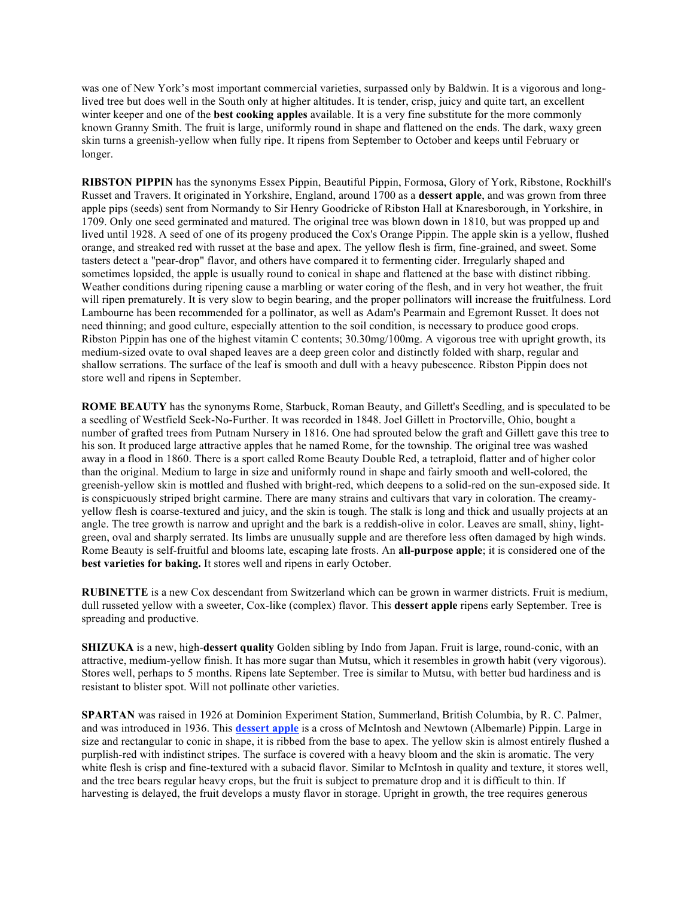was one of New York's most important commercial varieties, surpassed only by Baldwin. It is a vigorous and long-lived tree but does well in the South only at higher altitudes. It is tender, crisp, juicy and quite tart, an excellent winter keeper and one of the **best cooking apples** available. It is a very fine substitute for the more commonly known Granny Smith. The fruit is large, uniformly round in shape and flattened on the ends. The dark, waxy green skin turns a greenish-yellow when fully ripe. It ripens from September to October and keeps until February or longer.

**RIBSTON PIPPIN** has the synonyms Essex Pippin, Beautiful Pippin, Formosa, Glory of York, Ribstone, Rockhill's Russet and Travers. It originated in Yorkshire, England, around 1700 as a **dessert apple**, and was grown from three apple pips (seeds) sent from Normandy to Sir Henry Goodricke of Ribston Hall at Knaresborough, in Yorkshire, in 1709. Only one seed germinated and matured. The original tree was blown down in 1810, but was propped up and lived until 1928. A seed of one of its progeny produced the Cox's Orange Pippin. The apple skin is a yellow, flushed orange, and streaked red with russet at the base and apex. The yellow flesh is firm, fine-grained, and sweet. Some tasters detect a "pear-drop" flavor, and others have compared it to fermenting cider. Irregularly shaped and sometimes lopsided, the apple is usually round to conical in shape and flattened at the base with distinct ribbing. Weather conditions during ripening cause a marbling or water coring of the flesh, and in very hot weather, the fruit will ripen prematurely. It is very slow to begin bearing, and the proper pollinators will increase the fruitfulness. Lord Lambourne has been recommended for a pollinator, as well as Adam's Pearmain and Egremont Russet. It does not need thinning; and good culture, especially attention to the soil condition, is necessary to produce good crops. Ribston Pippin has one of the highest vitamin C contents; 30.30mg/100mg. A vigorous tree with upright growth, its medium-sized ovate to oval shaped leaves are a deep green color and distinctly folded with sharp, regular and shallow serrations. The surface of the leaf is smooth and dull with a heavy pubescence. Ribston Pippin does not store well and ripens in September.

**ROME BEAUTY** has the synonyms Rome, Starbuck, Roman Beauty, and Gillett's Seedling, and is speculated to be a seedling of Westfield Seek-No-Further. It was recorded in 1848. Joel Gillett in Proctorville, Ohio, bought a number of grafted trees from Putnam Nursery in 1816. One had sprouted below the graft and Gillett gave this tree to his son. It produced large attractive apples that he named Rome, for the township. The original tree was washed away in a flood in 1860. There is a sport called Rome Beauty Double Red, a tetraploid, flatter and of higher color than the original. Medium to large in size and uniformly round in shape and fairly smooth and well-colored, the greenish-yellow skin is mottled and flushed with bright-red, which deepens to a solid-red on the sun-exposed side. It is conspicuously striped bright carmine. There are many strains and cultivars that vary in coloration. The creamy-yellow flesh is coarse-textured and juicy, and the skin is tough. The stalk is long and thick and usually projects at an angle. The tree growth is narrow and upright and the bark is a reddish-olive in color. Leaves are small, shiny, light-green, oval and sharply serrated. Its limbs are unusually supple and are therefore less often damaged by high winds. Rome Beauty is self-fruitful and blooms late, escaping late frosts. An **all-purpose apple**; it is considered one of the **best varieties for baking.** It stores well and ripens in early October.

**RUBINETTE** is a new Cox descendant from Switzerland which can be grown in warmer districts. Fruit is medium, dull russeted yellow with a sweeter, Cox-like (complex) flavor. This **dessert apple** ripens early September. Tree is spreading and productive.

**SHIZUKA** is a new, high-**dessert quality** Golden sibling by Indo from Japan. Fruit is large, round-conic, with an attractive, medium-yellow finish. It has more sugar than Mutsu, which it resembles in growth habit (very vigorous). Stores well, perhaps to 5 months. Ripens late September. Tree is similar to Mutsu, with better bud hardiness and is resistant to blister spot. Will not pollinate other varieties.

**SPARTAN** was raised in 1926 at Dominion Experiment Station, Summerland, British Columbia, by R. C. Palmer, and was introduced in 1936. This **dessert apple** is a cross of McIntosh and Newtown (Albemarle) Pippin. Large in size and rectangular to conic in shape, it is ribbed from the base to apex. The yellow skin is almost entirely flushed a purplish-red with indistinct stripes. The surface is covered with a heavy bloom and the skin is aromatic. The very white flesh is crisp and fine-textured with a subacid flavor. Similar to McIntosh in quality and texture, it stores well, and the tree bears regular heavy crops, but the fruit is subject to premature drop and it is difficult to thin. If harvesting is delayed, the fruit develops a musty flavor in storage. Upright in growth, the tree requires generous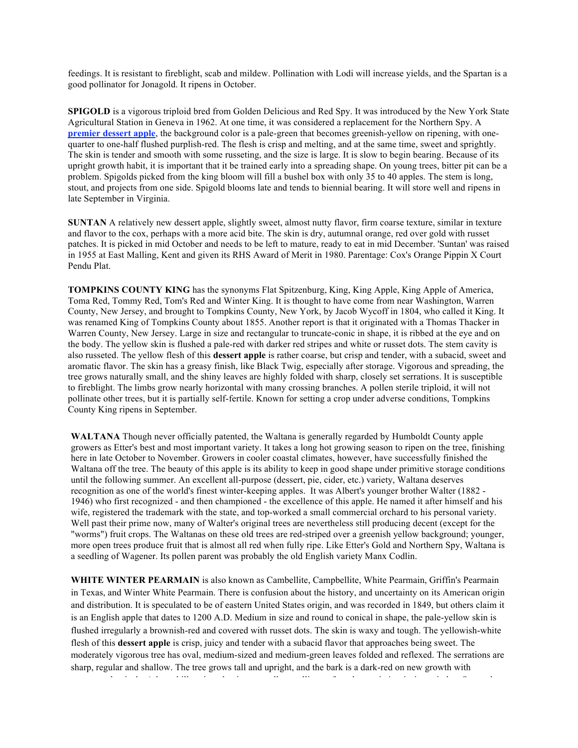feedings. It is resistant to fireblight, scab and mildew. Pollination with Lodi will increase yields, and the Spartan is a good pollinator for Jonagold. It ripens in October.

**SPIGOLD** is a vigorous triploid bred from Golden Delicious and Red Spy. It was introduced by the New York State Agricultural Station in Geneva in 1962. At one time, it was considered a replacement for the Northern Spy. A **premier dessert apple**, the background color is a pale-green that becomes greenish-yellow on ripening, with one-quarter to one-half flushed purplish-red. The flesh is crisp and melting, and at the same time, sweet and sprightly. The skin is tender and smooth with some russeting, and the size is large. It is slow to begin bearing. Because of its upright growth habit, it is important that it be trained early into a spreading shape. On young trees, bitter pit can be a problem. Spigolds picked from the king bloom will fill a bushel box with only 35 to 40 apples. The stem is long, stout, and projects from one side. Spigold blooms late and tends to biennial bearing. It will store well and ripens in late September in Virginia.

**SUNTAN** A relatively new dessert apple, slightly sweet, almost nutty flavor, firm coarse texture, similar in texture and flavor to the cox, perhaps with a more acid bite. The skin is dry, autumnal orange, red over gold with russet patches. It is picked in mid October and needs to be left to mature, ready to eat in mid December. 'Suntan' was raised in 1955 at East Malling, Kent and given its RHS Award of Merit in 1980. Parentage: Cox's Orange Pippin X Court Pendu Plat.

**TOMPKINS COUNTY KING** has the synonyms Flat Spitzenburg, King, King Apple, King Apple of America, Toma Red, Tommy Red, Tom's Red and Winter King. It is thought to have come from near Washington, Warren County, New Jersey, and brought to Tompkins County, New York, by Jacob Wycoff in 1804, who called it King. It was renamed King of Tompkins County about 1855. Another report is that it originated with a Thomas Thacker in Warren County, New Jersey. Large in size and rectangular to truncate-conic in shape, it is ribbed at the eye and on the body. The yellow skin is flushed a pale-red with darker red stripes and white or russet dots. The stem cavity is also russeted. The yellow flesh of this **dessert apple** is rather coarse, but crisp and tender, with a subacid, sweet and aromatic flavor. The skin has a greasy finish, like Black Twig, especially after storage. Vigorous and spreading, the tree grows naturally small, and the shiny leaves are highly folded with sharp, closely set serrations. It is susceptible to fireblight. The limbs grow nearly horizontal with many crossing branches. A pollen sterile triploid, it will not pollinate other trees, but it is partially self-fertile. Known for setting a crop under adverse conditions, Tompkins County King ripens in September.

**WALTANA** Though never officially patented, the Waltana is generally regarded by Humboldt County apple growers as Etter's best and most important variety. It takes a long hot growing season to ripen on the tree, finishing here in late October to November. Growers in cooler coastal climates, however, have successfully finished the Waltana off the tree. The beauty of this apple is its ability to keep in good shape under primitive storage conditions until the following summer. An excellent all-purpose (dessert, pie, cider, etc.) variety, Waltana deserves recognition as one of the world's finest winter-keeping apples. It was Albert's younger brother Walter (1882 - 1946) who first recognized - and then championed - the excellence of this apple. He named it after himself and his wife, registered the trademark with the state, and top-worked a small commercial orchard to his personal variety. Well past their prime now, many of Walter's original trees are nevertheless still producing decent (except for the "worms") fruit crops. The Waltanas on these old trees are red-striped over a greenish yellow background; younger, more open trees produce fruit that is almost all red when fully ripe. Like Etter's Gold and Northern Spy, Waltana is a seedling of Wagener. Its pollen parent was probably the old English variety Manx Codlin.

**WHITE WINTER PEARMAIN** is also known as Cambellite, Campbellite, White Pearmain, Griffin's Pearmain in Texas, and Winter White Pearmain. There is confusion about the history, and uncertainty on its American origin and distribution. It is speculated to be of eastern United States origin, and was recorded in 1849, but others claim it is an English apple that dates to 1200 A.D. Medium in size and round to conical in shape, the pale-yellow skin is flushed irregularly a brownish-red and covered with russet dots. The skin is waxy and tough. The yellowish-white flesh of this **dessert apple** is crisp, juicy and tender with a subacid flavor that approaches being sweet. The moderately vigorous tree has oval, medium-sized and medium-green leaves folded and reflexed. The serrations are sharp, regular and shallow. The tree grows tall and upright, and the bark is a dark-red on new growth with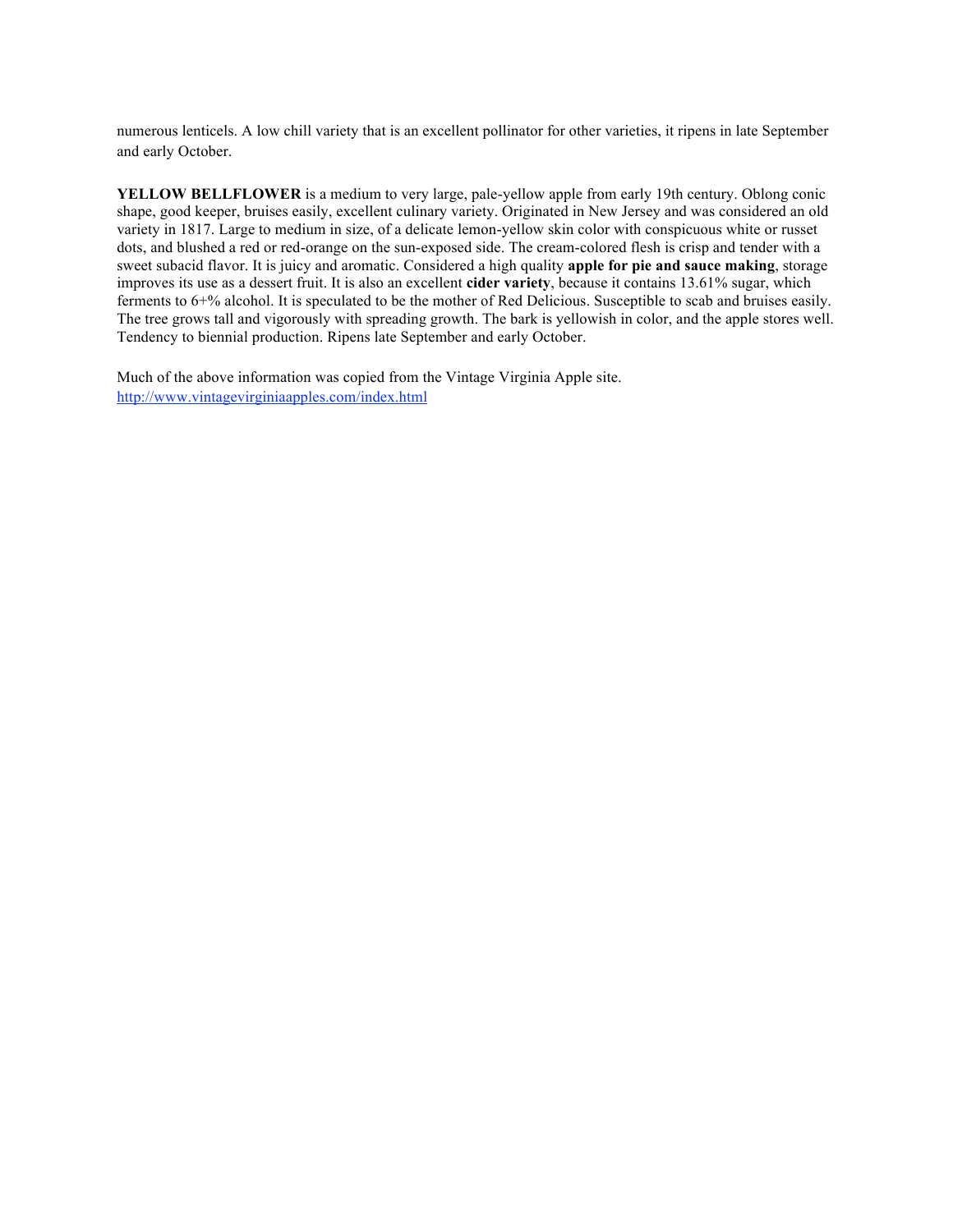numerous lenticels. A low chill variety that is an excellent pollinator for other varieties, it ripens in late September and early October.

**YELLOW BELLFLOWER** is a medium to very large, pale-yellow apple from early 19th century. Oblong conic shape, good keeper, bruises easily, excellent culinary variety. Originated in New Jersey and was considered an old variety in 1817. Large to medium in size, of a delicate lemon-yellow skin color with conspicuous white or russet dots, and blushed a red or red-orange on the sun-exposed side. The cream-colored flesh is crisp and tender with a sweet subacid flavor. It is juicy and aromatic. Considered a high quality **apple for pie and sauce making**, storage improves its use as a dessert fruit. It is also an excellent **cider variety**, because it contains 13.61% sugar, which ferments to 6+% alcohol. It is speculated to be the mother of Red Delicious. Susceptible to scab and bruises easily. The tree grows tall and vigorously with spreading growth. The bark is yellowish in color, and the apple stores well. Tendency to biennial production. Ripens late September and early October.

Much of the above information was copied from the Vintage Virginia Apple site.
http://www.vintagevirginiaapples.com/index.html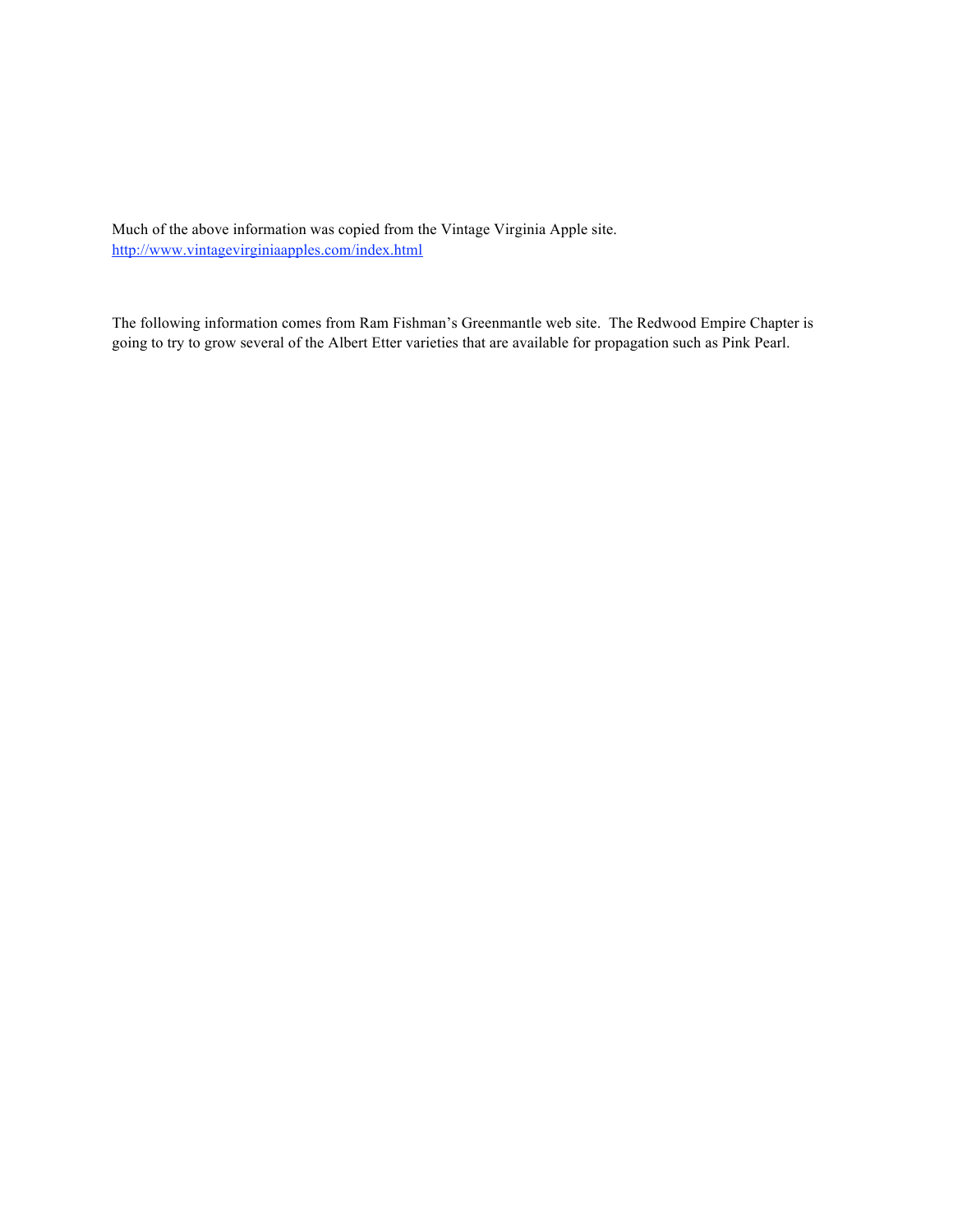Much of the above information was copied from the Vintage Virginia Apple site.
http://www.vintagevirginiaapples.com/index.html

The following information comes from Ram Fishman's Greenmantle web site. The Redwood Empire Chapter is going to try to grow several of the Albert Etter varieties that are available for propagation such as Pink Pearl.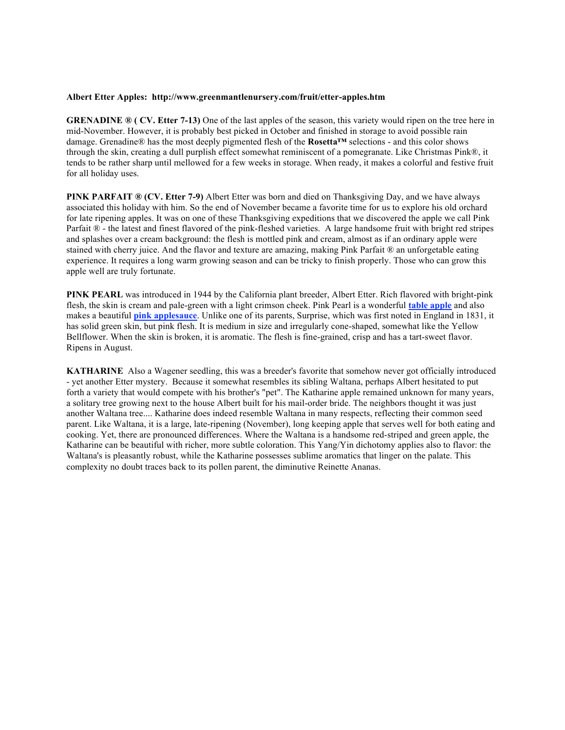**Albert Etter Apples: http://www.greenmantlenursery.com/fruit/etter-apples.htm**

**GRENADINE ® ( CV. Etter 7-13)** One of the last apples of the season, this variety would ripen on the tree here in mid-November. However, it is probably best picked in October and finished in storage to avoid possible rain damage. Grenadine® has the most deeply pigmented flesh of the **Rosetta™** selections - and this color shows through the skin, creating a dull purplish effect somewhat reminiscent of a pomegranate. Like Christmas Pink®, it tends to be rather sharp until mellowed for a few weeks in storage. When ready, it makes a colorful and festive fruit for all holiday uses.

**PINK PARFAIT ® (CV. Etter 7-9)** Albert Etter was born and died on Thanksgiving Day, and we have always associated this holiday with him. So the end of November became a favorite time for us to explore his old orchard for late ripening apples. It was on one of these Thanksgiving expeditions that we discovered the apple we call Pink Parfait ® - the latest and finest flavored of the pink-fleshed varieties. A large handsome fruit with bright red stripes and splashes over a cream background: the flesh is mottled pink and cream, almost as if an ordinary apple were stained with cherry juice. And the flavor and texture are amazing, making Pink Parfait ® an unforgetable eating experience. It requires a long warm growing season and can be tricky to finish properly. Those who can grow this apple well are truly fortunate.

**PINK PEARL** was introduced in 1944 by the California plant breeder, Albert Etter. Rich flavored with bright-pink flesh, the skin is cream and pale-green with a light crimson cheek. Pink Pearl is a wonderful **table apple** and also makes a beautiful **pink applesauce**. Unlike one of its parents, Surprise, which was first noted in England in 1831, it has solid green skin, but pink flesh. It is medium in size and irregularly cone-shaped, somewhat like the Yellow Bellflower. When the skin is broken, it is aromatic. The flesh is fine-grained, crisp and has a tart-sweet flavor. Ripens in August.

**KATHARINE** Also a Wagener seedling, this was a breeder's favorite that somehow never got officially introduced - yet another Etter mystery. Because it somewhat resembles its sibling Waltana, perhaps Albert hesitated to put forth a variety that would compete with his brother's "pet". The Katharine apple remained unknown for many years, a solitary tree growing next to the house Albert built for his mail-order bride. The neighbors thought it was just another Waltana tree.... Katharine does indeed resemble Waltana in many respects, reflecting their common seed parent. Like Waltana, it is a large, late-ripening (November), long keeping apple that serves well for both eating and cooking. Yet, there are pronounced differences. Where the Waltana is a handsome red-striped and green apple, the Katharine can be beautiful with richer, more subtle coloration. This Yang/Yin dichotomy applies also to flavor: the Waltana's is pleasantly robust, while the Katharine possesses sublime aromatics that linger on the palate. This complexity no doubt traces back to its pollen parent, the diminutive Reinette Ananas.